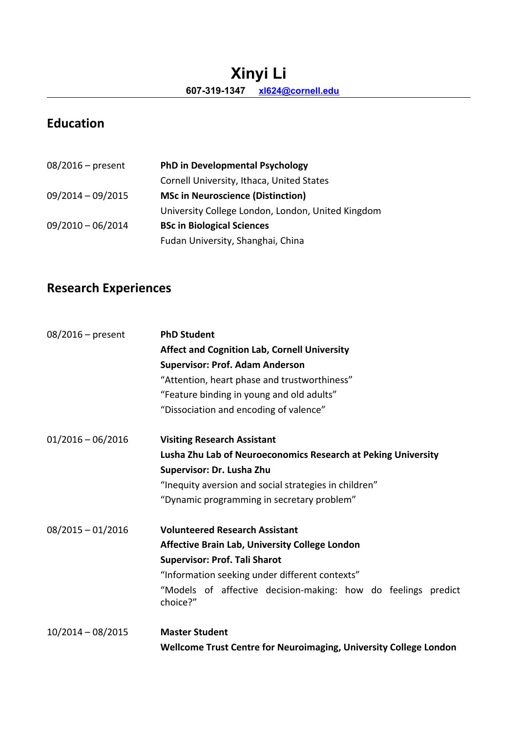# Xinyi Li

**607-319-1347** [xl624@cornell.edu](mailto:xl624@cornell.edu)

## Education

| | |
|---|---|
| 08/2016 – present | **PhD in Developmental Psychology** |
| | Cornell University, Ithaca, United States |
| 09/2014 – 09/2015 | **MSc in Neuroscience (Distinction)** |
| | University College London, London, United Kingdom |
| 09/2010 – 06/2014 | **BSc in Biological Sciences** |
| | Fudan University, Shanghai, China |

## Research Experiences

08/2016 – present

**PhD Student**
**Affect and Cognition Lab, Cornell University**
**Supervisor: Prof. Adam Anderson**
"Attention, heart phase and trustworthiness"
"Feature binding in young and old adults"
"Dissociation and encoding of valence"

01/2016 – 06/2016

**Visiting Research Assistant**
**Lusha Zhu Lab of Neuroeconomics Research at Peking University**
**Supervisor: Dr. Lusha Zhu**
"Inequity aversion and social strategies in children"
"Dynamic programming in secretary problem"

08/2015 – 01/2016

**Volunteered Research Assistant**
**Affective Brain Lab, University College London**
**Supervisor: Prof. Tali Sharot**
"Information seeking under different contexts"
"Models of affective decision-making: how do feelings predict choice?"

10/2014 – 08/2015

**Master Student**
**Wellcome Trust Centre for Neuroimaging, University College London**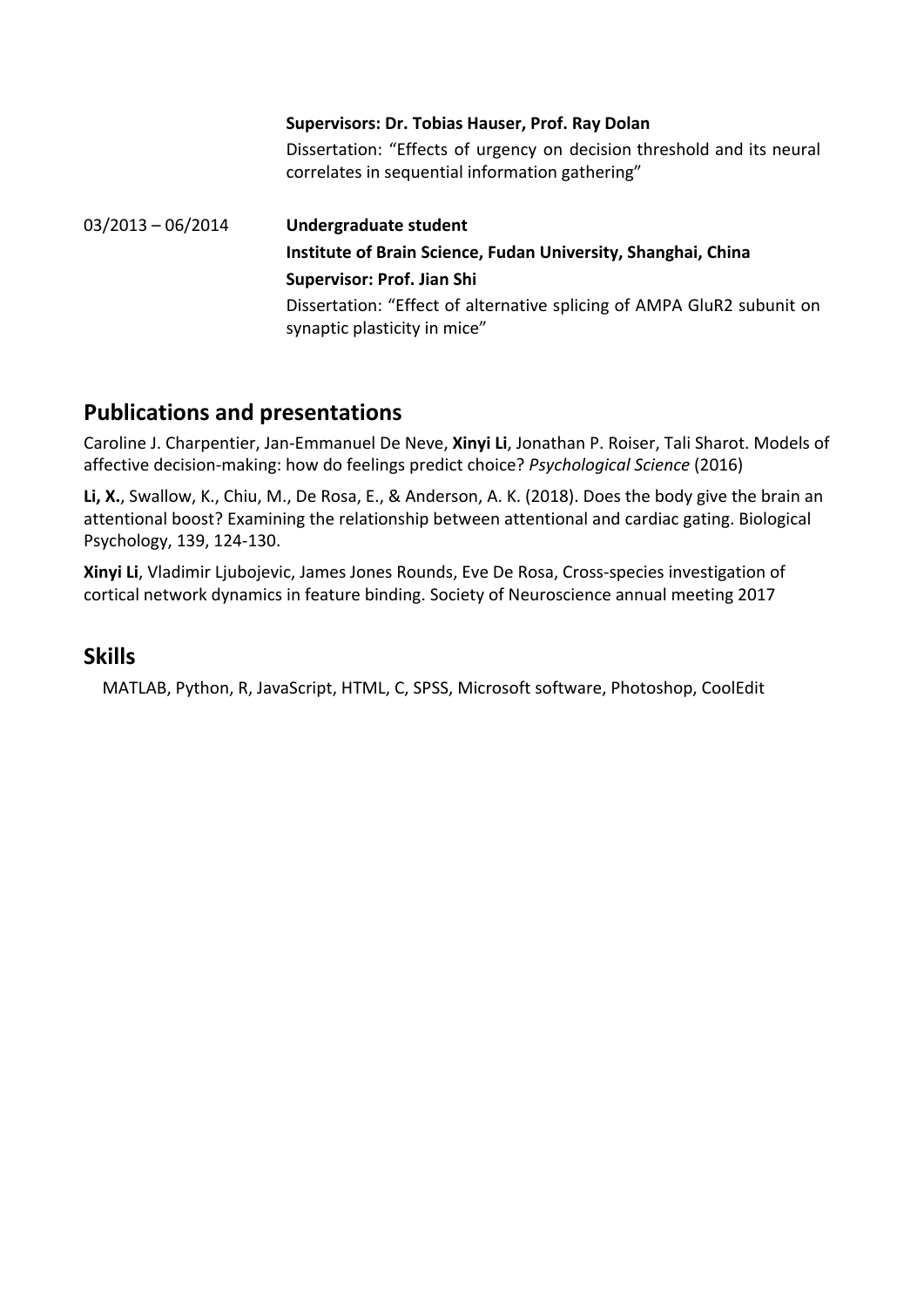**Supervisors: Dr. Tobias Hauser, Prof. Ray Dolan**

Dissertation: "Effects of urgency on decision threshold and its neural correlates in sequential information gathering"

03/2013 – 06/2014 **Undergraduate student**

**Institute of Brain Science, Fudan University, Shanghai, China**

**Supervisor: Prof. Jian Shi**

Dissertation: "Effect of alternative splicing of AMPA GluR2 subunit on synaptic plasticity in mice"

## Publications and presentations

Caroline J. Charpentier, Jan-Emmanuel De Neve, **Xinyi Li**, Jonathan P. Roiser, Tali Sharot. Models of affective decision-making: how do feelings predict choice? *Psychological Science* (2016)

**Li, X.**, Swallow, K., Chiu, M., De Rosa, E., & Anderson, A. K. (2018). Does the body give the brain an attentional boost? Examining the relationship between attentional and cardiac gating. Biological Psychology, 139, 124-130.

**Xinyi Li**, Vladimir Ljubojevic, James Jones Rounds, Eve De Rosa, Cross-species investigation of cortical network dynamics in feature binding. Society of Neuroscience annual meeting 2017

## Skills

MATLAB, Python, R, JavaScript, HTML, C, SPSS, Microsoft software, Photoshop, CoolEdit